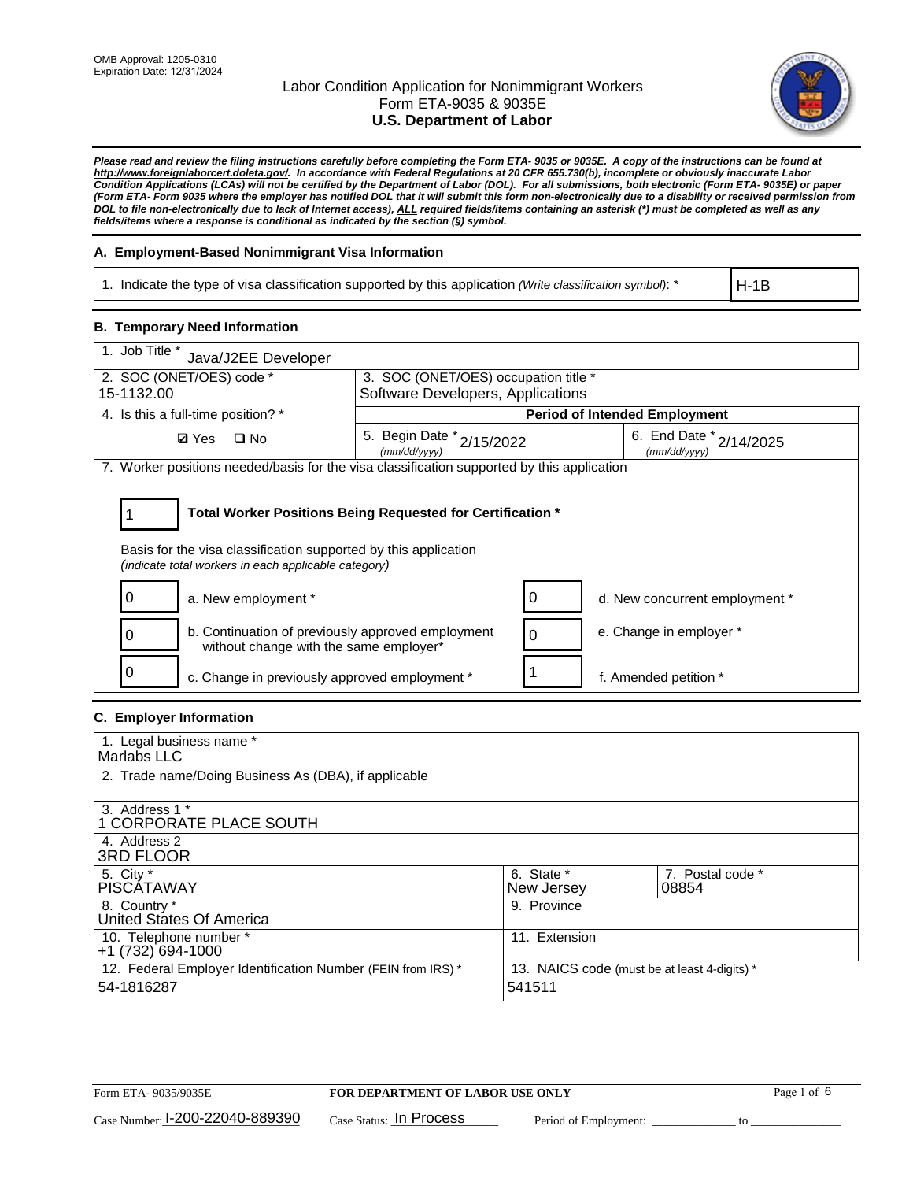OMB Approval: 1205-0310
Expiration Date: 12/31/2024

# Labor Condition Application for Nonimmigrant Workers
## Form ETA-9035 & 9035E
## U.S. Department of Labor

***Please read and review the filing instructions carefully before completing the Form ETA- 9035 or 9035E. A copy of the instructions can be found at http://www.foreignlaborcert.doleta.gov/. In accordance with Federal Regulations at 20 CFR 655.730(b), incomplete or obviously inaccurate Labor Condition Applications (LCAs) will not be certified by the Department of Labor (DOL). For all submissions, both electronic (Form ETA- 9035E) or paper (Form ETA- Form 9035 where the employer has notified DOL that it will submit this form non-electronically due to a disability or received permission from DOL to file non-electronically due to lack of Internet access), ALL required fields/items containing an asterisk (*) must be completed as well as any fields/items where a response is conditional as indicated by the section (§) symbol.***

### A. Employment-Based Nonimmigrant Visa Information

| 1. Indicate the type of visa classification supported by this application *(Write classification symbol)*: * | H-1B |
|---|---|

### B. Temporary Need Information

| 1. Job Title * Java/J2EE Developer | | |
|---|---|---|
| 2. SOC (ONET/OES) code * 15-1132.00 | 3. SOC (ONET/OES) occupation title * Software Developers, Applications | |
| 4. Is this a full-time position? * | Period of Intended Employment | |
| ☑ Yes ☐ No | 5. Begin Date * (mm/dd/yyyy) 2/15/2022 | 6. End Date * (mm/dd/yyyy) 2/14/2025 |

7. Worker positions needed/basis for the visa classification supported by this application

**1** — **Total Worker Positions Being Requested for Certification ***

Basis for the visa classification supported by this application
*(indicate total workers in each applicable category)*

| Count | Category | Count | Category |
|---|---|---|---|
| 0 | a. New employment * | 0 | d. New concurrent employment * |
| 0 | b. Continuation of previously approved employment without change with the same employer* | 0 | e. Change in employer * |
| 0 | c. Change in previously approved employment * | 1 | f. Amended petition * |

### C. Employer Information

| 1. Legal business name * Marlabs LLC | | |
|---|---|---|
| 2. Trade name/Doing Business As (DBA), if applicable | | |
| 3. Address 1 * 1 CORPORATE PLACE SOUTH | | |
| 4. Address 2 3RD FLOOR | | |
| 5. City * PISCATAWAY | 6. State * New Jersey | 7. Postal code * 08854 |
| 8. Country * United States Of America | 9. Province | |
| 10. Telephone number * +1 (732) 694-1000 | 11. Extension | |
| 12. Federal Employer Identification Number (FEIN from IRS) * 54-1816287 | 13. NAICS code (must be at least 4-digits) * 541511 | |

Form ETA- 9035/9035E — FOR DEPARTMENT OF LABOR USE ONLY

Case Number: I-200-22040-889390 Case Status: In Process Period of Employment: _____________ to _____________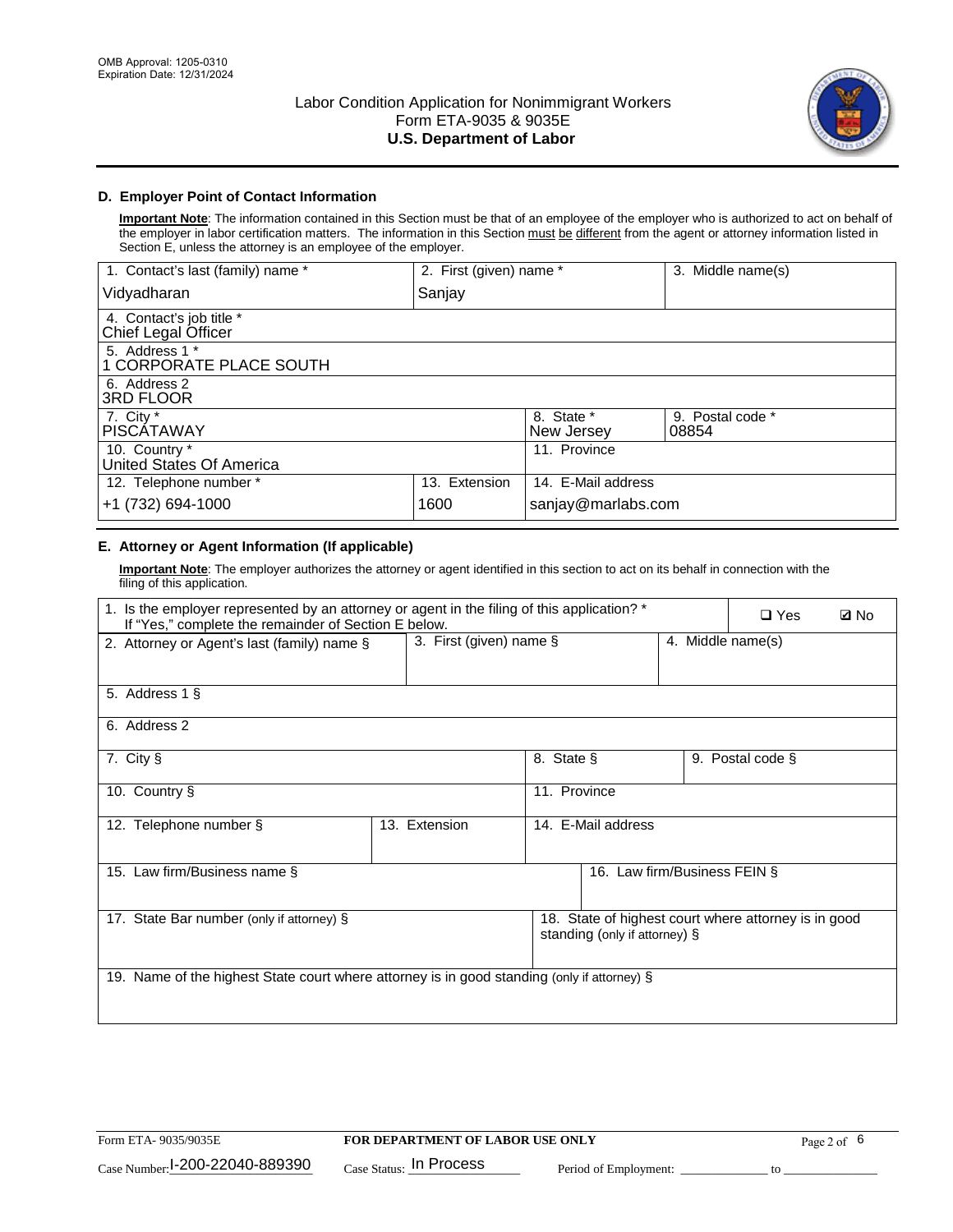## D. Employer Point of Contact Information

**Important Note**: The information contained in this Section must be that of an employee of the employer who is authorized to act on behalf of the employer in labor certification matters. The information in this Section must be different from the agent or attorney information listed in Section E, unless the attorney is an employee of the employer.

| 1. Contact's last (family) name * | 2. First (given) name * | 3. Middle name(s) |
|---|---|---|
| Vidyadharan | Sanjay | |

| 4. Contact's job title * |
|---|
| Chief Legal Officer |

| 5. Address 1 * |
|---|
| 1 CORPORATE PLACE SOUTH |

| 6. Address 2 |
|---|
| 3RD FLOOR |

| 7. City * | 8. State * | 9. Postal code * |
|---|---|---|
| PISCATAWAY | New Jersey | 08854 |

| 10. Country * | 11. Province |
|---|---|
| United States Of America | |

| 12. Telephone number * | 13. Extension | 14. E-Mail address |
|---|---|---|
| +1 (732) 694-1000 | 1600 | sanjay@marlabs.com |

## E. Attorney or Agent Information (If applicable)

**Important Note**: The employer authorizes the attorney or agent identified in this section to act on its behalf in connection with the filing of this application.

| 1. Is the employer represented by an attorney or agent in the filing of this application? * If "Yes," complete the remainder of Section E below. | ❑ Yes | ☑ No |
|---|---|---|

| 2. Attorney or Agent's last (family) name § | 3. First (given) name § | 4. Middle name(s) |
|---|---|---|
| | | |

| 5. Address 1 § |
|---|
| |

| 6. Address 2 |
|---|
| |

| 7. City § | 8. State § | 9. Postal code § |
|---|---|---|
| | | |

| 10. Country § | 11. Province |
|---|---|
| | |

| 12. Telephone number § | 13. Extension | 14. E-Mail address |
|---|---|---|
| | | |

| 15. Law firm/Business name § | 16. Law firm/Business FEIN § |
|---|---|
| | |

| 17. State Bar number (only if attorney) § | 18. State of highest court where attorney is in good standing (only if attorney) § |
|---|---|
| | |

| 19. Name of the highest State court where attorney is in good standing (only if attorney) § |
|---|
| |

Form ETA- 9035/9035E | FOR DEPARTMENT OF LABOR USE ONLY

Case Number: I-200-22040-889379 Case Status: In Process Period of Employment: ____________ to ____________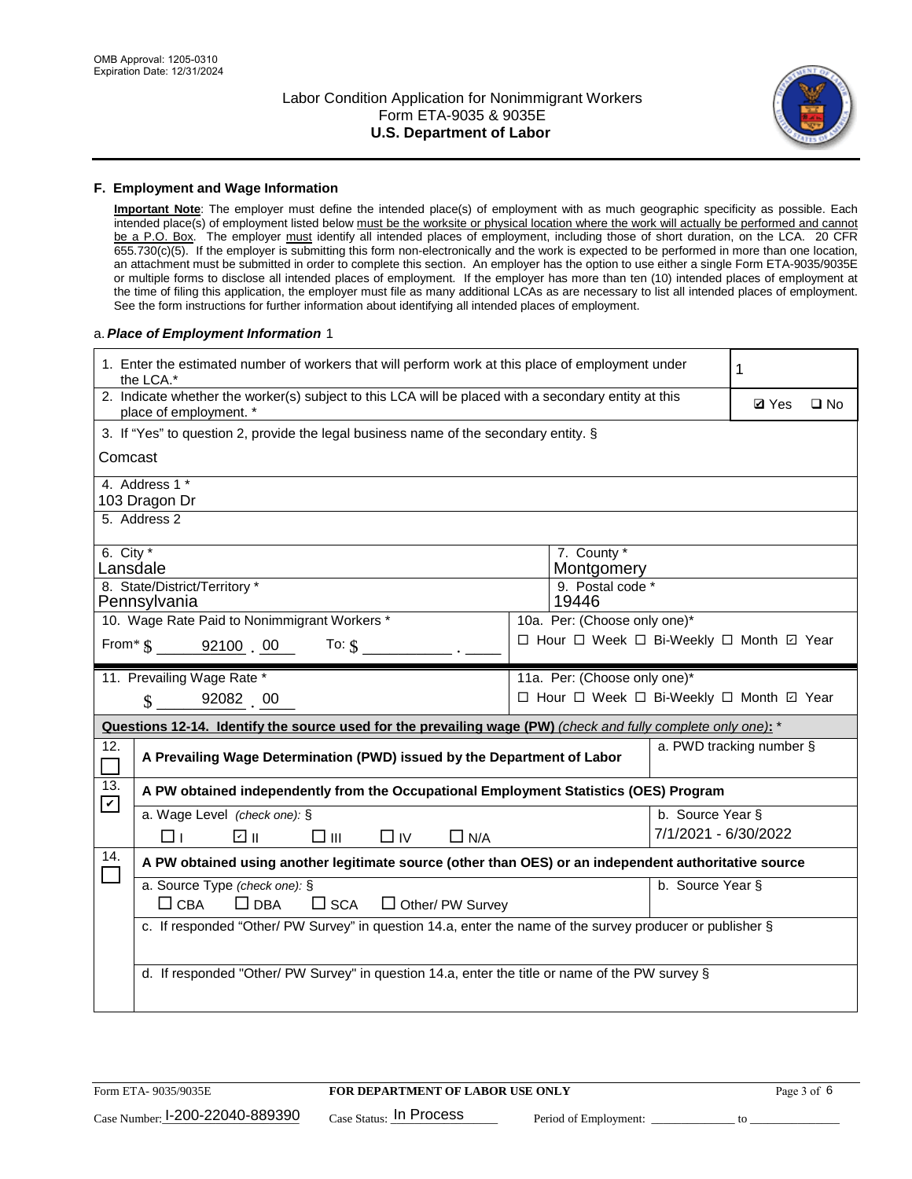OMB Approval: 1205-0310
Expiration Date: 12/31/2024

# Labor Condition Application for Nonimmigrant Workers
## Form ETA-9035 & 9035E
## U.S. Department of Labor

### F. Employment and Wage Information

**Important Note**: The employer must define the intended place(s) of employment with as much geographic specificity as possible. Each intended place(s) of employment listed below must be the worksite or physical location where the work will actually be performed and cannot be a P.O. Box. The employer must identify all intended places of employment, including those of short duration, on the LCA. 20 CFR 655.730(c)(5). If the employer is submitting this form non-electronically and the work is expected to be performed in more than one location, an attachment must be submitted in order to complete this section. An employer has the option to use either a single Form ETA-9035/9035E or multiple forms to disclose all intended places of employment. If the employer has more than ten (10) intended places of employment at the time of filing this application, the employer must file as many additional LCAs as are necessary to list all intended places of employment. See the form instructions for further information about identifying all intended places of employment.

a. ***Place of Employment Information*** 1

| | |
|---|---|
| 1. Enter the estimated number of workers that will perform work at this place of employment under the LCA.* | 1 |
| 2. Indicate whether the worker(s) subject to this LCA will be placed with a secondary entity at this place of employment. * | ☑ Yes ☐ No |
| 3. If "Yes" to question 2, provide the legal business name of the secondary entity. § Comcast | |
| 4. Address 1 * 103 Dragon Dr | |
| 5. Address 2 | |
| 6. City * Lansdale | 7. County * Montgomery |
| 8. State/District/Territory * Pennsylvania | 9. Postal code * 19446 |
| 10. Wage Rate Paid to Nonimmigrant Workers * From* $ 92100 . 00 To: $ ______ . ____ | 10a. Per: (Choose only one)* ☐ Hour ☐ Week ☐ Bi-Weekly ☐ Month ☑ Year |
| 11. Prevailing Wage Rate * $ 92082 . 00 | 11a. Per: (Choose only one)* ☐ Hour ☐ Week ☐ Bi-Weekly ☐ Month ☑ Year |

**Questions 12-14. Identify the source used for the prevailing wage (PW)** *(check and fully complete only one)*: *

| | | |
|---|---|---|
| 12. ☐ | **A Prevailing Wage Determination (PWD) issued by the Department of Labor** | a. PWD tracking number § |
| 13. ☑ | **A PW obtained independently from the Occupational Employment Statistics (OES) Program** | |
| | a. Wage Level *(check one):* § ☐ I ☑ II ☐ III ☐ IV ☐ N/A | b. Source Year § 7/1/2021 - 6/30/2022 |
| 14. ☐ | **A PW obtained using another legitimate source (other than OES) or an independent authoritative source** | |
| | a. Source Type *(check one):* § ☐ CBA ☐ DBA ☐ SCA ☐ Other/ PW Survey | b. Source Year § |
| | c. If responded "Other/ PW Survey" in question 14.a, enter the name of the survey producer or publisher § | |
| | d. If responded "Other/ PW Survey" in question 14.a, enter the title or name of the PW survey § | |

Form ETA- 9035/9035E | **FOR DEPARTMENT OF LABOR USE ONLY**

Case Number: I-200-22040-889390 Case Status: In Process Period of Employment: ____________ to ____________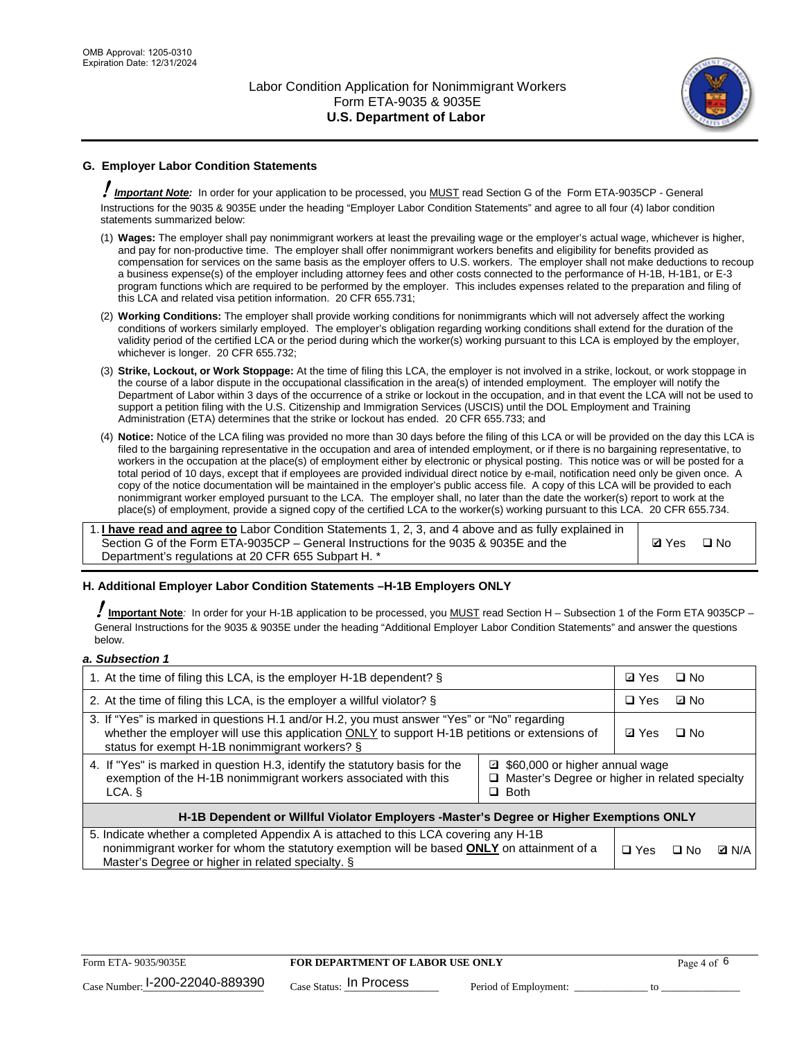## G. Employer Labor Condition Statements

! ***Important Note:*** In order for your application to be processed, you MUST read Section G of the Form ETA-9035CP - General Instructions for the 9035 & 9035E under the heading "Employer Labor Condition Statements" and agree to all four (4) labor condition statements summarized below:

(1) **Wages:** The employer shall pay nonimmigrant workers at least the prevailing wage or the employer's actual wage, whichever is higher, and pay for non-productive time. The employer shall offer nonimmigrant workers benefits and eligibility for benefits provided as compensation for services on the same basis as the employer offers to U.S. workers. The employer shall not make deductions to recoup a business expense(s) of the employer including attorney fees and other costs connected to the performance of H-1B, H-1B1, or E-3 program functions which are required to be performed by the employer. This includes expenses related to the preparation and filing of this LCA and related visa petition information. 20 CFR 655.731;

(2) **Working Conditions:** The employer shall provide working conditions for nonimmigrants which will not adversely affect the working conditions of workers similarly employed. The employer's obligation regarding working conditions shall extend for the duration of the validity period of the certified LCA or the period during which the worker(s) working pursuant to this LCA is employed by the employer, whichever is longer. 20 CFR 655.732;

(3) **Strike, Lockout, or Work Stoppage:** At the time of filing this LCA, the employer is not involved in a strike, lockout, or work stoppage in the course of a labor dispute in the occupational classification in the area(s) of intended employment. The employer will notify the Department of Labor within 3 days of the occurrence of a strike or lockout in the occupation, and in that event the LCA will not be used to support a petition filing with the U.S. Citizenship and Immigration Services (USCIS) until the DOL Employment and Training Administration (ETA) determines that the strike or lockout has ended. 20 CFR 655.733; and

(4) **Notice:** Notice of the LCA filing was provided no more than 30 days before the filing of this LCA or will be provided on the day this LCA is filed to the bargaining representative in the occupation and area of intended employment, or if there is no bargaining representative, to workers in the occupation at the place(s) of employment either by electronic or physical posting. This notice was or will be posted for a total period of 10 days, except that if employees are provided individual direct notice by e-mail, notification need only be given once. A copy of the notice documentation will be maintained in the employer's public access file. A copy of this LCA will be provided to each nonimmigrant worker employed pursuant to the LCA. The employer shall, no later than the date the worker(s) report to work at the place(s) of employment, provide a signed copy of the certified LCA to the worker(s) working pursuant to this LCA. 20 CFR 655.734.

| | |
|---|---|
| 1. **I have read and agree to** Labor Condition Statements 1, 2, 3, and 4 above and as fully explained in Section G of the Form ETA-9035CP – General Instructions for the 9035 & 9035E and the Department's regulations at 20 CFR 655 Subpart H. * | ☑ Yes ☐ No |

## H. Additional Employer Labor Condition Statements –H-1B Employers ONLY

! **Important Note**: In order for your H-1B application to be processed, you MUST read Section H – Subsection 1 of the Form ETA 9035CP – General Instructions for the 9035 & 9035E under the heading "Additional Employer Labor Condition Statements" and answer the questions below.

*a. Subsection 1*

| | | |
|---|---|---|
| 1. At the time of filing this LCA, is the employer H-1B dependent? § | | ☑ Yes ☐ No |
| 2. At the time of filing this LCA, is the employer a willful violator? § | | ☐ Yes ☑ No |
| 3. If "Yes" is marked in questions H.1 and/or H.2, you must answer "Yes" or "No" regarding whether the employer will use this application ONLY to support H-1B petitions or extensions of status for exempt H-1B nonimmigrant workers? § | | ☑ Yes ☐ No |
| 4. If "Yes" is marked in question H.3, identify the statutory basis for the exemption of the H-1B nonimmigrant workers associated with this LCA. § | ☑ $60,000 or higher annual wage<br>☐ Master's Degree or higher in related specialty<br>☐ Both | |
| **H-1B Dependent or Willful Violator Employers -Master's Degree or Higher Exemptions ONLY** | | |
| 5. Indicate whether a completed Appendix A is attached to this LCA covering any H-1B nonimmigrant worker for whom the statutory exemption will be based **ONLY** on attainment of a Master's Degree or higher in related specialty. § | | ☐ Yes ☐ No ☑ N/A |

Form ETA- 9035/9035E | **FOR DEPARTMENT OF LABOR USE ONLY**

Case Number: I-200-22040-889390 Case Status: In Process Period of Employment: _____________ to _____________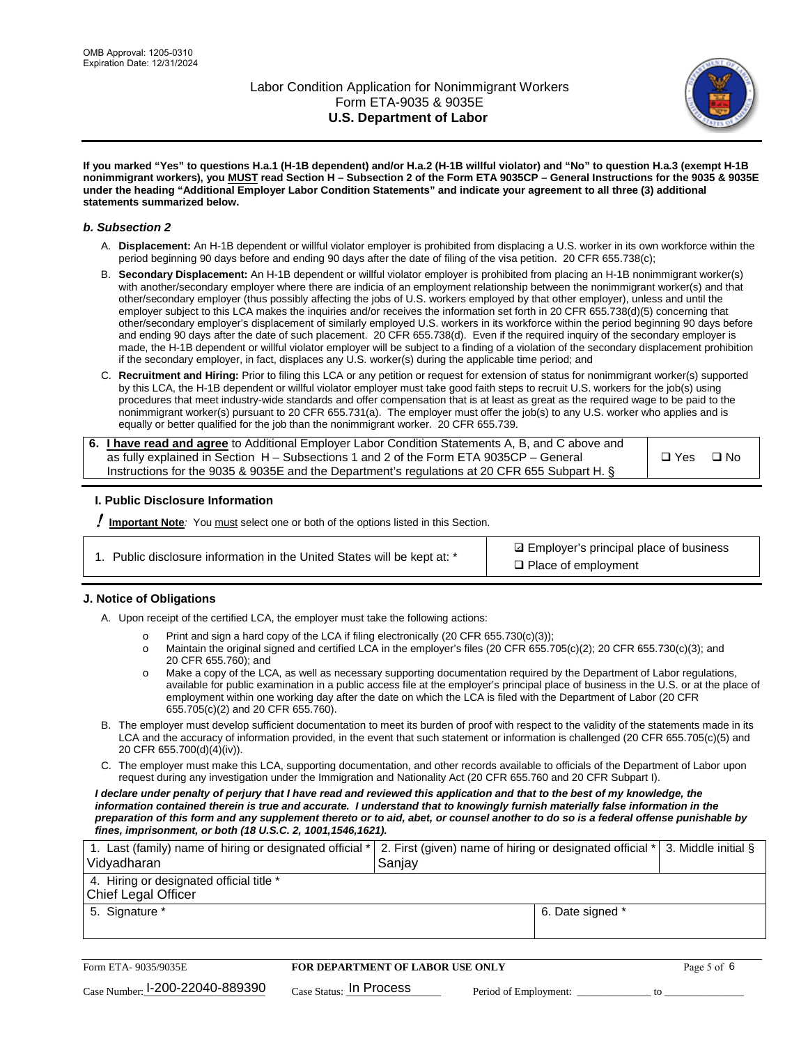**If you marked "Yes" to questions H.a.1 (H-1B dependent) and/or H.a.2 (H-1B willful violator) and "No" to question H.a.3 (exempt H-1B nonimmigrant workers), you MUST read Section H – Subsection 2 of the Form ETA 9035CP – General Instructions for the 9035 & 9035E under the heading "Additional Employer Labor Condition Statements" and indicate your agreement to all three (3) additional statements summarized below.**

### *b. Subsection 2*

A. **Displacement:** An H-1B dependent or willful violator employer is prohibited from displacing a U.S. worker in its own workforce within the period beginning 90 days before and ending 90 days after the date of filing of the visa petition. 20 CFR 655.738(c);

B. **Secondary Displacement:** An H-1B dependent or willful violator employer is prohibited from placing an H-1B nonimmigrant worker(s) with another/secondary employer where there are indicia of an employment relationship between the nonimmigrant worker(s) and that other/secondary employer (thus possibly affecting the jobs of U.S. workers employed by that other employer), unless and until the employer subject to this LCA makes the inquiries and/or receives the information set forth in 20 CFR 655.738(d)(5) concerning that other/secondary employer's displacement of similarly employed U.S. workers in its workforce within the period beginning 90 days before and ending 90 days after the date of such placement. 20 CFR 655.738(d). Even if the required inquiry of the secondary employer is made, the H-1B dependent or willful violator employer will be subject to a finding of a violation of the secondary displacement prohibition if the secondary employer, in fact, displaces any U.S. worker(s) during the applicable time period; and

C. **Recruitment and Hiring:** Prior to filing this LCA or any petition or request for extension of status for nonimmigrant worker(s) supported by this LCA, the H-1B dependent or willful violator employer must take good faith steps to recruit U.S. workers for the job(s) using procedures that meet industry-wide standards and offer compensation that is at least as great as the required wage to be paid to the nonimmigrant worker(s) pursuant to 20 CFR 655.731(a). The employer must offer the job(s) to any U.S. worker who applies and is equally or better qualified for the job than the nonimmigrant worker. 20 CFR 655.739.

| 6. **I have read and agree** to Additional Employer Labor Condition Statements A, B, and C above and as fully explained in Section H – Subsections 1 and 2 of the Form ETA 9035CP – General Instructions for the 9035 & 9035E and the Department's regulations at 20 CFR 655 Subpart H. § | ☐ Yes ☐ No |
|---|---|

## I. Public Disclosure Information

**! Important Note:** You must select one or both of the options listed in this Section.

| 1. Public disclosure information in the United States will be kept at: * | ☑ Employer's principal place of business<br>☐ Place of employment |
|---|---|

## J. Notice of Obligations

A. Upon receipt of the certified LCA, the employer must take the following actions:

- Print and sign a hard copy of the LCA if filing electronically (20 CFR 655.730(c)(3));
- Maintain the original signed and certified LCA in the employer's files (20 CFR 655.705(c)(2); 20 CFR 655.730(c)(3); and 20 CFR 655.760); and
- Make a copy of the LCA, as well as necessary supporting documentation required by the Department of Labor regulations, available for public examination in a public access file at the employer's principal place of business in the U.S. or at the place of employment within one working day after the date on which the LCA is filed with the Department of Labor (20 CFR 655.705(c)(2) and 20 CFR 655.760).

B. The employer must develop sufficient documentation to meet its burden of proof with respect to the validity of the statements made in its LCA and the accuracy of information provided, in the event that such statement or information is challenged (20 CFR 655.705(c)(5) and 20 CFR 655.700(d)(4)(iv)).

C. The employer must make this LCA, supporting documentation, and other records available to officials of the Department of Labor upon request during any investigation under the Immigration and Nationality Act (20 CFR 655.760 and 20 CFR Subpart I).

***I declare under penalty of perjury that I have read and reviewed this application and that to the best of my knowledge, the information contained therein is true and accurate. I understand that to knowingly furnish materially false information in the preparation of this form and any supplement thereto or to aid, abet, or counsel another to do so is a federal offense punishable by fines, imprisonment, or both (18 U.S.C. 2, 1001,1546,1621).***

| 1. Last (family) name of hiring or designated official * | 2. First (given) name of hiring or designated official * | 3. Middle initial § |
|---|---|---|
| Vidyadharan | Sanjay | |
| 4. Hiring or designated official title * | | |
| Chief Legal Officer | | |
| 5. Signature * | 6. Date signed * | |
| | | |

Form ETA- 9035/9035E | **FOR DEPARTMENT OF LABOR USE ONLY**

Case Number: I-200-22040-889390 Case Status: In Process Period of Employment: _____________ to _____________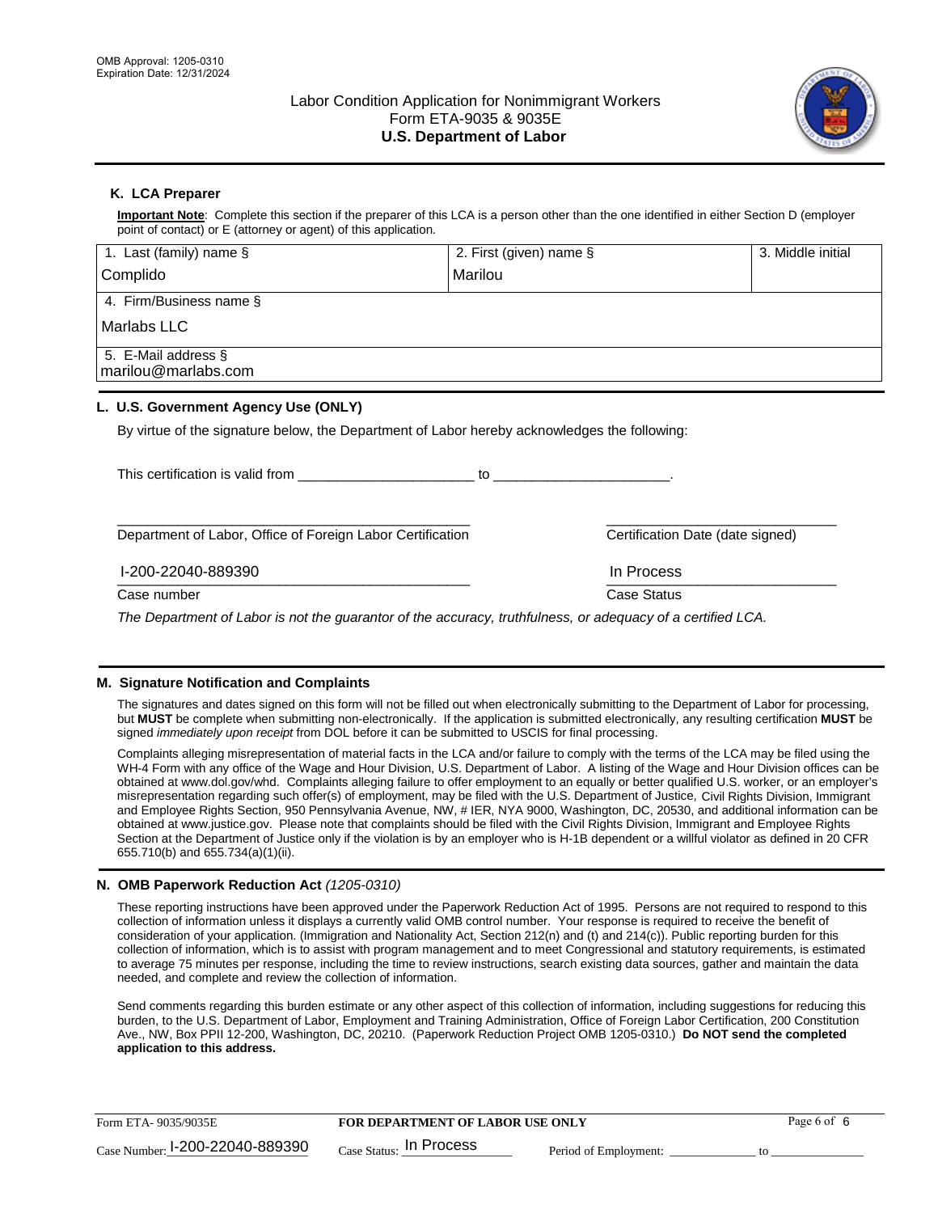OMB Approval: 1205-0310
Expiration Date: 12/31/2024

# Labor Condition Application for Nonimmigrant Workers
## Form ETA-9035 & 9035E
## U.S. Department of Labor

### K. LCA Preparer

**Important Note**: Complete this section if the preparer of this LCA is a person other than the one identified in either Section D (employer point of contact) or E (attorney or agent) of this application.

| 1. Last (family) name § | 2. First (given) name § | 3. Middle initial |
|---|---|---|
| Complido | Marilou | |
| 4. Firm/Business name § | | |
| Marlabs LLC | | |
| 5. E-Mail address § | | |
| marilou@marlabs.com | | |

### L. U.S. Government Agency Use (ONLY)

By virtue of the signature below, the Department of Labor hereby acknowledges the following:

This certification is valid from ______________________ to ______________________.

______________________________________________ Department of Labor, Office of Foreign Labor Certification

______________________________ Certification Date (date signed)

I-200-22040-889390
Case number

In Process
Case Status

*The Department of Labor is not the guarantor of the accuracy, truthfulness, or adequacy of a certified LCA.*

### M. Signature Notification and Complaints

The signatures and dates signed on this form will not be filled out when electronically submitting to the Department of Labor for processing, but **MUST** be complete when submitting non-electronically. If the application is submitted electronically, any resulting certification **MUST** be signed *immediately upon receipt* from DOL before it can be submitted to USCIS for final processing.

Complaints alleging misrepresentation of material facts in the LCA and/or failure to comply with the terms of the LCA may be filed using the WH-4 Form with any office of the Wage and Hour Division, U.S. Department of Labor. A listing of the Wage and Hour Division offices can be obtained at www.dol.gov/whd. Complaints alleging failure to offer employment to an equally or better qualified U.S. worker, or an employer's misrepresentation regarding such offer(s) of employment, may be filed with the U.S. Department of Justice, Civil Rights Division, Immigrant and Employee Rights Section, 950 Pennsylvania Avenue, NW, # IER, NYA 9000, Washington, DC, 20530, and additional information can be obtained at www.justice.gov. Please note that complaints should be filed with the Civil Rights Division, Immigrant and Employee Rights Section at the Department of Justice only if the violation is by an employer who is H-1B dependent or a willful violator as defined in 20 CFR 655.710(b) and 655.734(a)(1)(ii).

### N. OMB Paperwork Reduction Act *(1205-0310)*

These reporting instructions have been approved under the Paperwork Reduction Act of 1995. Persons are not required to respond to this collection of information unless it displays a currently valid OMB control number. Your response is required to receive the benefit of consideration of your application. (Immigration and Nationality Act, Section 212(n) and (t) and 214(c)). Public reporting burden for this collection of information, which is to assist with program management and to meet Congressional and statutory requirements, is estimated to average 75 minutes per response, including the time to review instructions, search existing data sources, gather and maintain the data needed, and complete and review the collection of information.

Send comments regarding this burden estimate or any other aspect of this collection of information, including suggestions for reducing this burden, to the U.S. Department of Labor, Employment and Training Administration, Office of Foreign Labor Certification, 200 Constitution Ave., NW, Box PPII 12-200, Washington, DC, 20210. (Paperwork Reduction Project OMB 1205-0310.) **Do NOT send the completed application to this address.**

Form ETA- 9035/9035E | **FOR DEPARTMENT OF LABOR USE ONLY**

Case Number: I-200-22040-889390 Case Status: In Process Period of Employment: ____________ to ____________